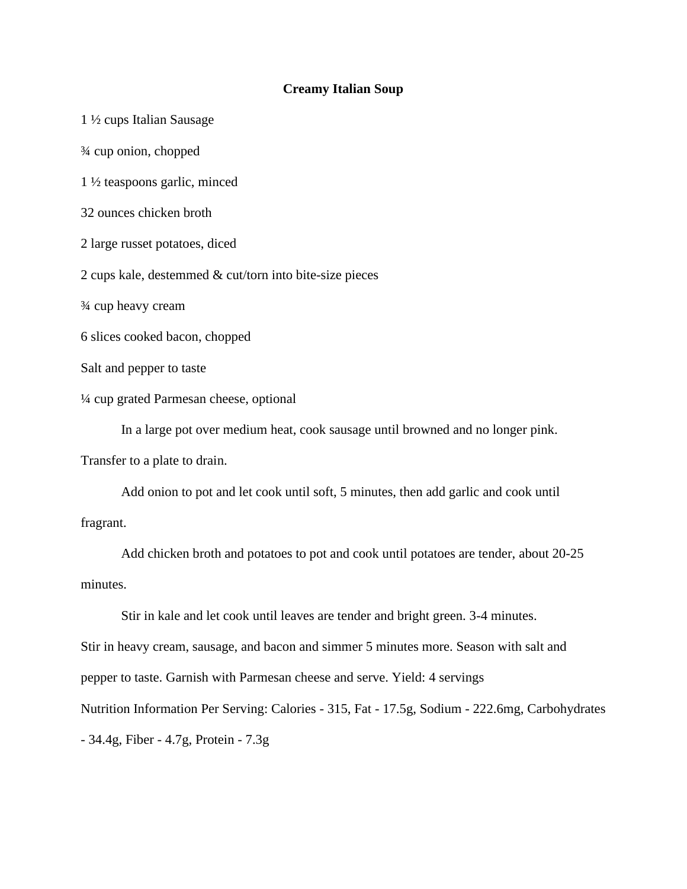# Creamy Italian Soup

1 ½ cups Italian Sausage

¾ cup onion, chopped

1 ½ teaspoons garlic, minced

32 ounces chicken broth

2 large russet potatoes, diced

2 cups kale, destemmed & cut/torn into bite-size pieces

¾ cup heavy cream

6 slices cooked bacon, chopped

Salt and pepper to taste

¼ cup grated Parmesan cheese, optional

In a large pot over medium heat, cook sausage until browned and no longer pink. Transfer to a plate to drain.

Add onion to pot and let cook until soft, 5 minutes, then add garlic and cook until fragrant.

Add chicken broth and potatoes to pot and cook until potatoes are tender, about 20-25 minutes.

Stir in kale and let cook until leaves are tender and bright green. 3-4 minutes.
Stir in heavy cream, sausage, and bacon and simmer 5 minutes more. Season with salt and pepper to taste. Garnish with Parmesan cheese and serve. Yield: 4 servings

Nutrition Information Per Serving: Calories - 315, Fat - 17.5g, Sodium - 222.6mg, Carbohydrates - 34.4g, Fiber - 4.7g, Protein - 7.3g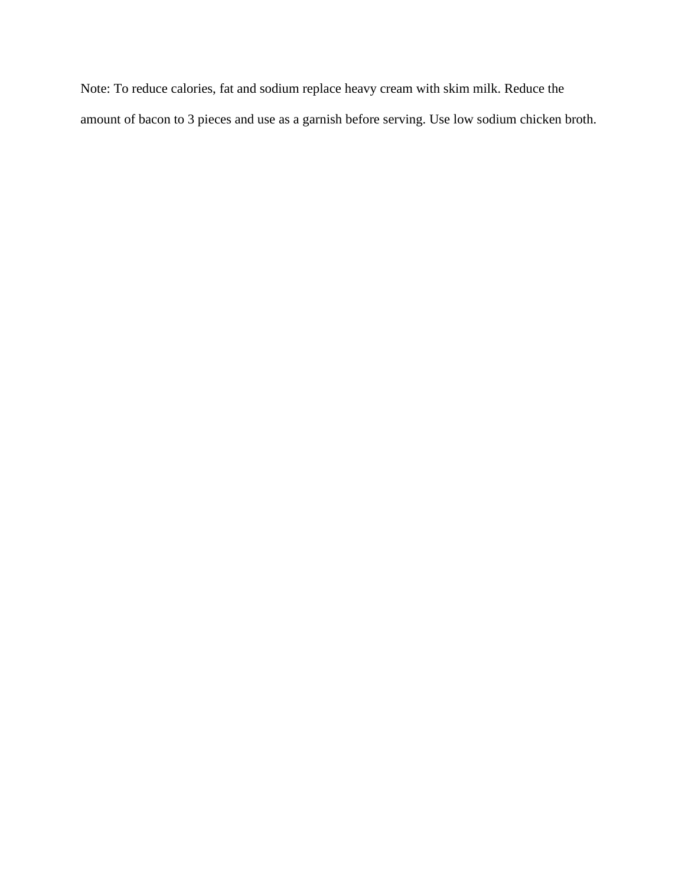Note: To reduce calories, fat and sodium replace heavy cream with skim milk. Reduce the amount of bacon to 3 pieces and use as a garnish before serving. Use low sodium chicken broth.